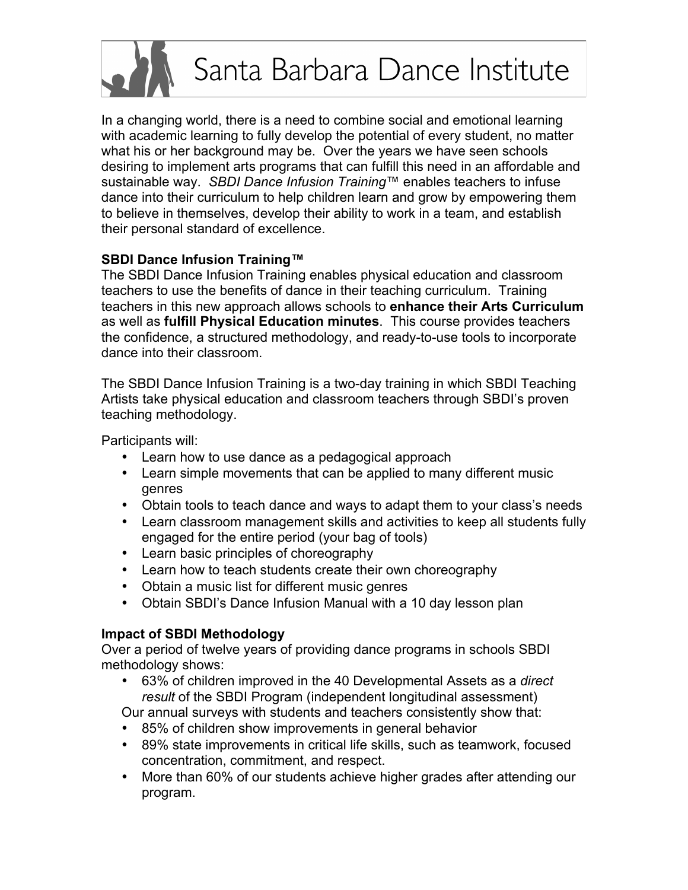# Santa Barbara Dance Institute

In a changing world, there is a need to combine social and emotional learning with academic learning to fully develop the potential of every student, no matter what his or her background may be. Over the years we have seen schools desiring to implement arts programs that can fulfill this need in an affordable and sustainable way. *SBDI Dance Infusion Training™* enables teachers to infuse dance into their curriculum to help children learn and grow by empowering them to believe in themselves, develop their ability to work in a team, and establish their personal standard of excellence.

**SBDI Dance Infusion Training™**

The SBDI Dance Infusion Training enables physical education and classroom teachers to use the benefits of dance in their teaching curriculum. Training teachers in this new approach allows schools to **enhance their Arts Curriculum** as well as **fulfill Physical Education minutes**. This course provides teachers the confidence, a structured methodology, and ready-to-use tools to incorporate dance into their classroom.

The SBDI Dance Infusion Training is a two-day training in which SBDI Teaching Artists take physical education and classroom teachers through SBDI's proven teaching methodology.

Participants will:

- Learn how to use dance as a pedagogical approach
- Learn simple movements that can be applied to many different music genres
- Obtain tools to teach dance and ways to adapt them to your class's needs
- Learn classroom management skills and activities to keep all students fully engaged for the entire period (your bag of tools)
- Learn basic principles of choreography
- Learn how to teach students create their own choreography
- Obtain a music list for different music genres
- Obtain SBDI's Dance Infusion Manual with a 10 day lesson plan

**Impact of SBDI Methodology**

Over a period of twelve years of providing dance programs in schools SBDI methodology shows:

- 63% of children improved in the 40 Developmental Assets as a *direct result* of the SBDI Program (independent longitudinal assessment)

Our annual surveys with students and teachers consistently show that:

- 85% of children show improvements in general behavior
- 89% state improvements in critical life skills, such as teamwork, focused concentration, commitment, and respect.
- More than 60% of our students achieve higher grades after attending our program.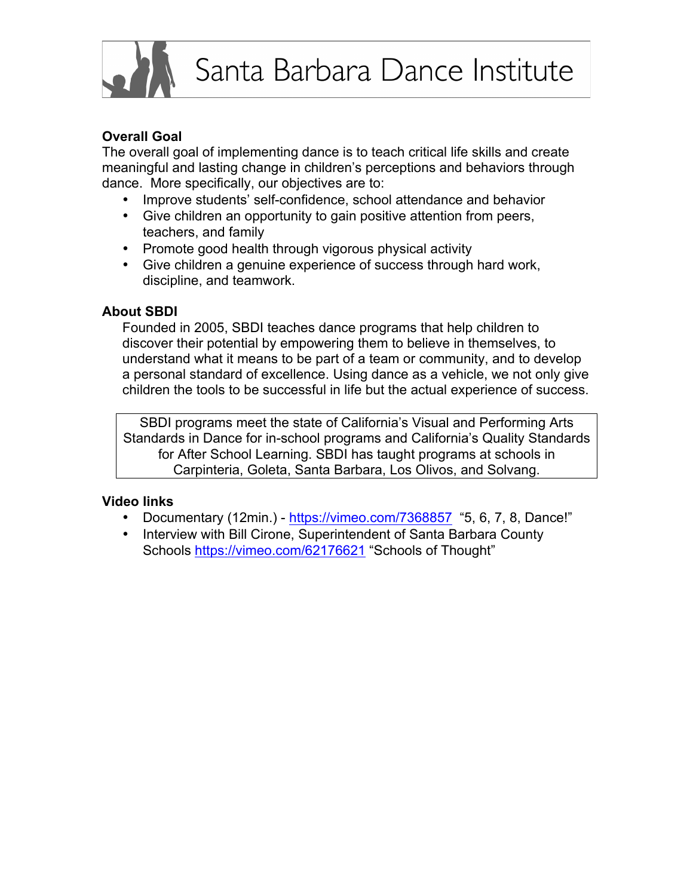# Santa Barbara Dance Institute

**Overall Goal**

The overall goal of implementing dance is to teach critical life skills and create meaningful and lasting change in children's perceptions and behaviors through dance. More specifically, our objectives are to:

- Improve students' self-confidence, school attendance and behavior
- Give children an opportunity to gain positive attention from peers, teachers, and family
- Promote good health through vigorous physical activity
- Give children a genuine experience of success through hard work, discipline, and teamwork.

**About SBDI**

Founded in 2005, SBDI teaches dance programs that help children to discover their potential by empowering them to believe in themselves, to understand what it means to be part of a team or community, and to develop a personal standard of excellence. Using dance as a vehicle, we not only give children the tools to be successful in life but the actual experience of success.

> SBDI programs meet the state of California's Visual and Performing Arts Standards in Dance for in-school programs and California's Quality Standards for After School Learning. SBDI has taught programs at schools in Carpinteria, Goleta, Santa Barbara, Los Olivos, and Solvang.

**Video links**

- Documentary (12min.) - https://vimeo.com/7368857 "5, 6, 7, 8, Dance!"
- Interview with Bill Cirone, Superintendent of Santa Barbara County Schools https://vimeo.com/62176621 "Schools of Thought"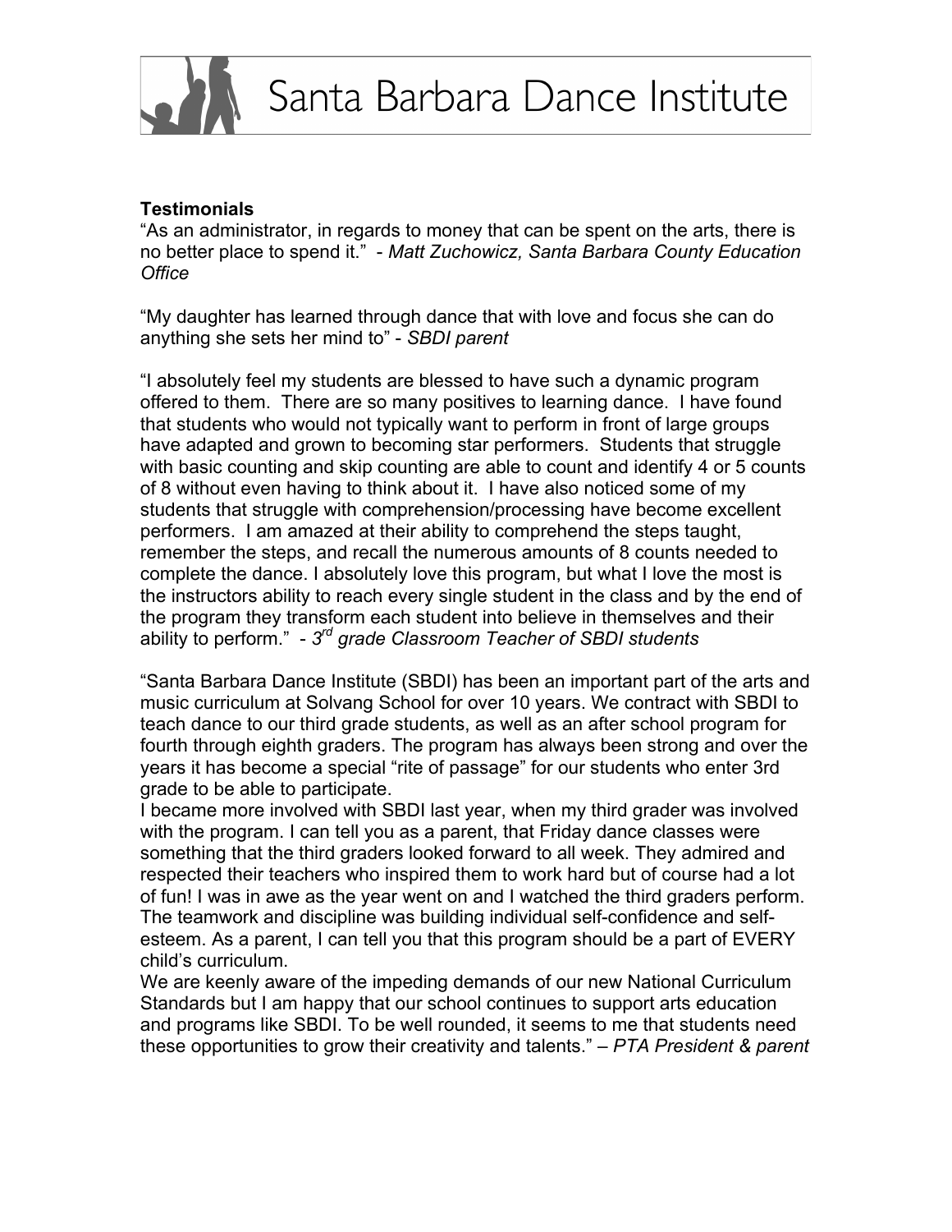# Santa Barbara Dance Institute

**Testimonials**

"As an administrator, in regards to money that can be spent on the arts, there is no better place to spend it." - *Matt Zuchowicz, Santa Barbara County Education Office*

"My daughter has learned through dance that with love and focus she can do anything she sets her mind to" - *SBDI parent*

"I absolutely feel my students are blessed to have such a dynamic program offered to them. There are so many positives to learning dance. I have found that students who would not typically want to perform in front of large groups have adapted and grown to becoming star performers. Students that struggle with basic counting and skip counting are able to count and identify 4 or 5 counts of 8 without even having to think about it. I have also noticed some of my students that struggle with comprehension/processing have become excellent performers. I am amazed at their ability to comprehend the steps taught, remember the steps, and recall the numerous amounts of 8 counts needed to complete the dance. I absolutely love this program, but what I love the most is the instructors ability to reach every single student in the class and by the end of the program they transform each student into believe in themselves and their ability to perform." - *3rd grade Classroom Teacher of SBDI students*

"Santa Barbara Dance Institute (SBDI) has been an important part of the arts and music curriculum at Solvang School for over 10 years. We contract with SBDI to teach dance to our third grade students, as well as an after school program for fourth through eighth graders. The program has always been strong and over the years it has become a special "rite of passage" for our students who enter 3rd grade to be able to participate.

I became more involved with SBDI last year, when my third grader was involved with the program. I can tell you as a parent, that Friday dance classes were something that the third graders looked forward to all week. They admired and respected their teachers who inspired them to work hard but of course had a lot of fun! I was in awe as the year went on and I watched the third graders perform. The teamwork and discipline was building individual self-confidence and self-esteem. As a parent, I can tell you that this program should be a part of EVERY child's curriculum.

We are keenly aware of the impeding demands of our new National Curriculum Standards but I am happy that our school continues to support arts education and programs like SBDI. To be well rounded, it seems to me that students need these opportunities to grow their creativity and talents." – *PTA President & parent*